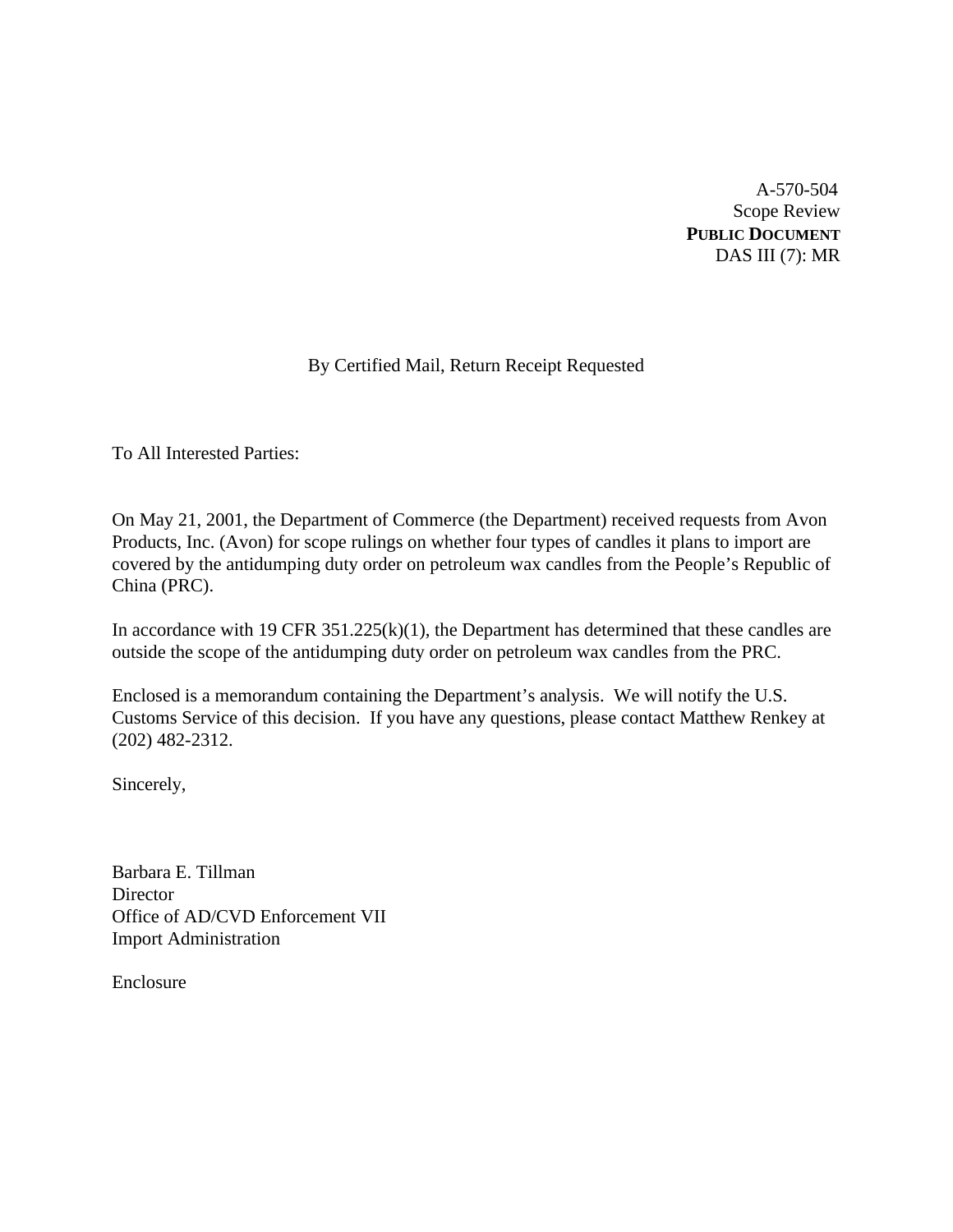A-570-504
Scope Review
**PUBLIC DOCUMENT**
DAS III (7): MR

By Certified Mail, Return Receipt Requested

To All Interested Parties:

On May 21, 2001, the Department of Commerce (the Department) received requests from Avon Products, Inc. (Avon) for scope rulings on whether four types of candles it plans to import are covered by the antidumping duty order on petroleum wax candles from the People's Republic of China (PRC).

In accordance with 19 CFR 351.225(k)(1), the Department has determined that these candles are outside the scope of the antidumping duty order on petroleum wax candles from the PRC.

Enclosed is a memorandum containing the Department's analysis. We will notify the U.S. Customs Service of this decision. If you have any questions, please contact Matthew Renkey at (202) 482-2312.

Sincerely,

Barbara E. Tillman
Director
Office of AD/CVD Enforcement VII
Import Administration

Enclosure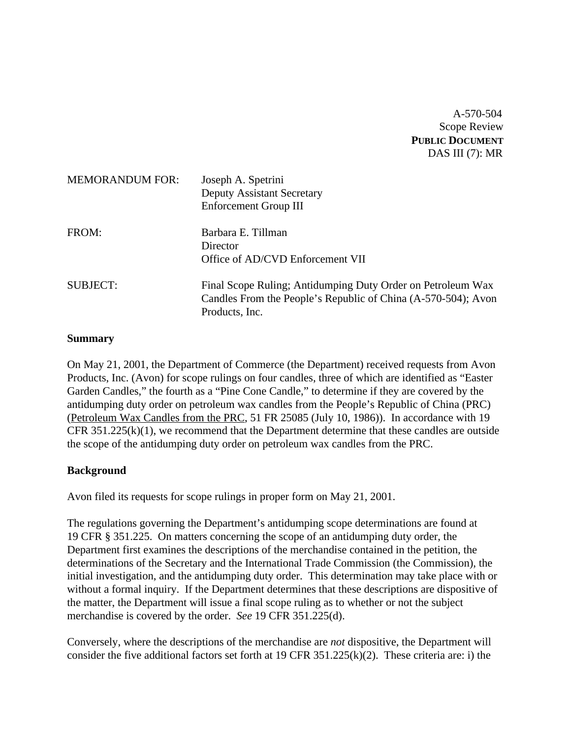A-570-504
Scope Review
**PUBLIC DOCUMENT**
DAS III (7): MR

MEMORANDUM FOR: Joseph A. Spetrini
Deputy Assistant Secretary
Enforcement Group III

FROM: Barbara E. Tillman
Director
Office of AD/CVD Enforcement VII

SUBJECT: Final Scope Ruling; Antidumping Duty Order on Petroleum Wax Candles From the People's Republic of China (A-570-504); Avon Products, Inc.

**Summary**

On May 21, 2001, the Department of Commerce (the Department) received requests from Avon Products, Inc. (Avon) for scope rulings on four candles, three of which are identified as "Easter Garden Candles," the fourth as a "Pine Cone Candle," to determine if they are covered by the antidumping duty order on petroleum wax candles from the People's Republic of China (PRC) (Petroleum Wax Candles from the PRC, 51 FR 25085 (July 10, 1986)). In accordance with 19 CFR 351.225(k)(1), we recommend that the Department determine that these candles are outside the scope of the antidumping duty order on petroleum wax candles from the PRC.

**Background**

Avon filed its requests for scope rulings in proper form on May 21, 2001.

The regulations governing the Department's antidumping scope determinations are found at 19 CFR § 351.225. On matters concerning the scope of an antidumping duty order, the Department first examines the descriptions of the merchandise contained in the petition, the determinations of the Secretary and the International Trade Commission (the Commission), the initial investigation, and the antidumping duty order. This determination may take place with or without a formal inquiry. If the Department determines that these descriptions are dispositive of the matter, the Department will issue a final scope ruling as to whether or not the subject merchandise is covered by the order. *See* 19 CFR 351.225(d).

Conversely, where the descriptions of the merchandise are *not* dispositive, the Department will consider the five additional factors set forth at 19 CFR 351.225(k)(2). These criteria are: i) the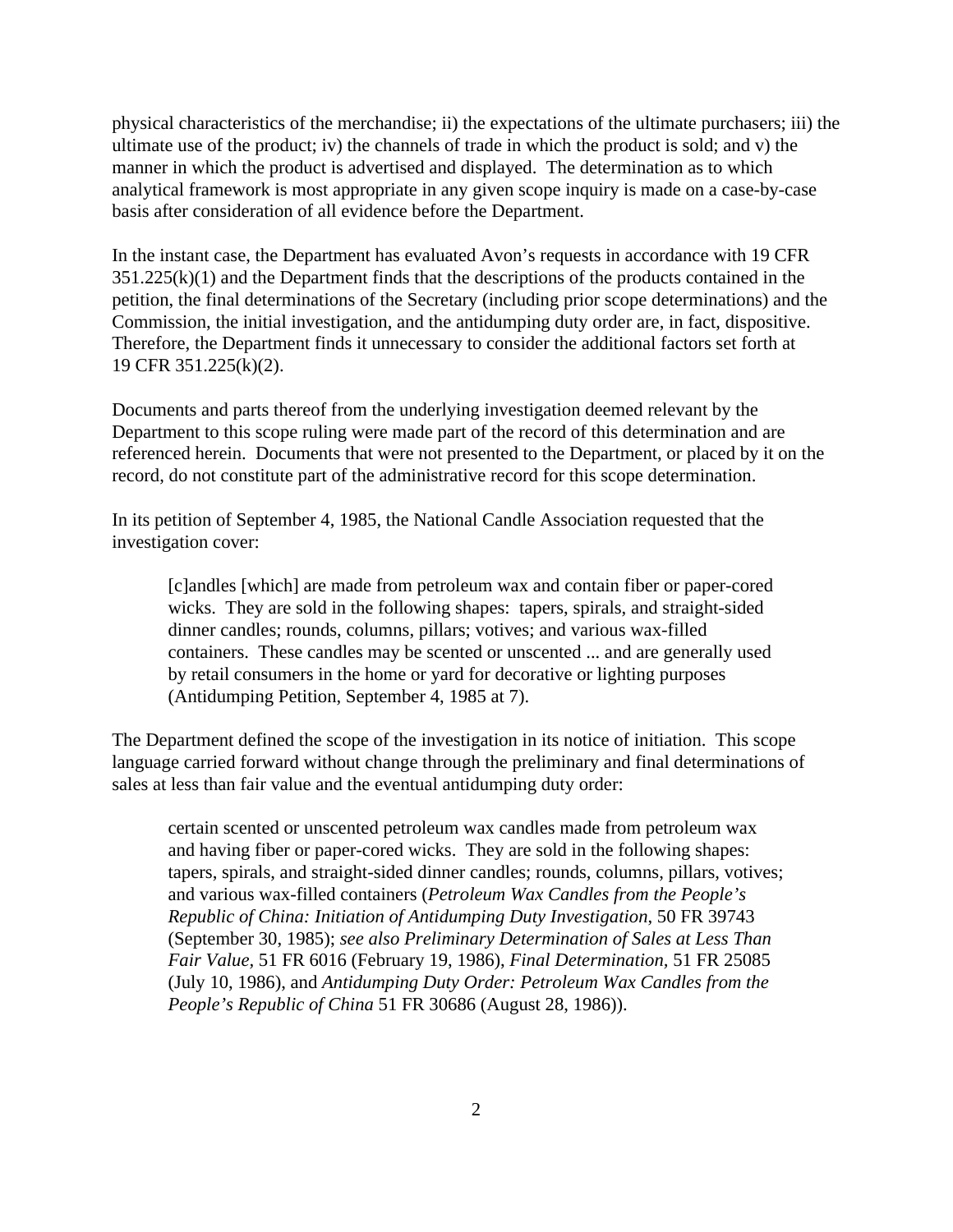physical characteristics of the merchandise; ii) the expectations of the ultimate purchasers; iii) the ultimate use of the product; iv) the channels of trade in which the product is sold; and v) the manner in which the product is advertised and displayed. The determination as to which analytical framework is most appropriate in any given scope inquiry is made on a case-by-case basis after consideration of all evidence before the Department.

In the instant case, the Department has evaluated Avon's requests in accordance with 19 CFR 351.225(k)(1) and the Department finds that the descriptions of the products contained in the petition, the final determinations of the Secretary (including prior scope determinations) and the Commission, the initial investigation, and the antidumping duty order are, in fact, dispositive. Therefore, the Department finds it unnecessary to consider the additional factors set forth at 19 CFR 351.225(k)(2).

Documents and parts thereof from the underlying investigation deemed relevant by the Department to this scope ruling were made part of the record of this determination and are referenced herein. Documents that were not presented to the Department, or placed by it on the record, do not constitute part of the administrative record for this scope determination.

In its petition of September 4, 1985, the National Candle Association requested that the investigation cover:

> [c]andles [which] are made from petroleum wax and contain fiber or paper-cored wicks. They are sold in the following shapes: tapers, spirals, and straight-sided dinner candles; rounds, columns, pillars; votives; and various wax-filled containers. These candles may be scented or unscented ... and are generally used by retail consumers in the home or yard for decorative or lighting purposes (Antidumping Petition, September 4, 1985 at 7).

The Department defined the scope of the investigation in its notice of initiation. This scope language carried forward without change through the preliminary and final determinations of sales at less than fair value and the eventual antidumping duty order:

> certain scented or unscented petroleum wax candles made from petroleum wax and having fiber or paper-cored wicks. They are sold in the following shapes: tapers, spirals, and straight-sided dinner candles; rounds, columns, pillars, votives; and various wax-filled containers (*Petroleum Wax Candles from the People's Republic of China: Initiation of Antidumping Duty Investigation*, 50 FR 39743 (September 30, 1985); *see also Preliminary Determination of Sales at Less Than Fair Value*, 51 FR 6016 (February 19, 1986), *Final Determination*, 51 FR 25085 (July 10, 1986), and *Antidumping Duty Order: Petroleum Wax Candles from the People's Republic of China* 51 FR 30686 (August 28, 1986)).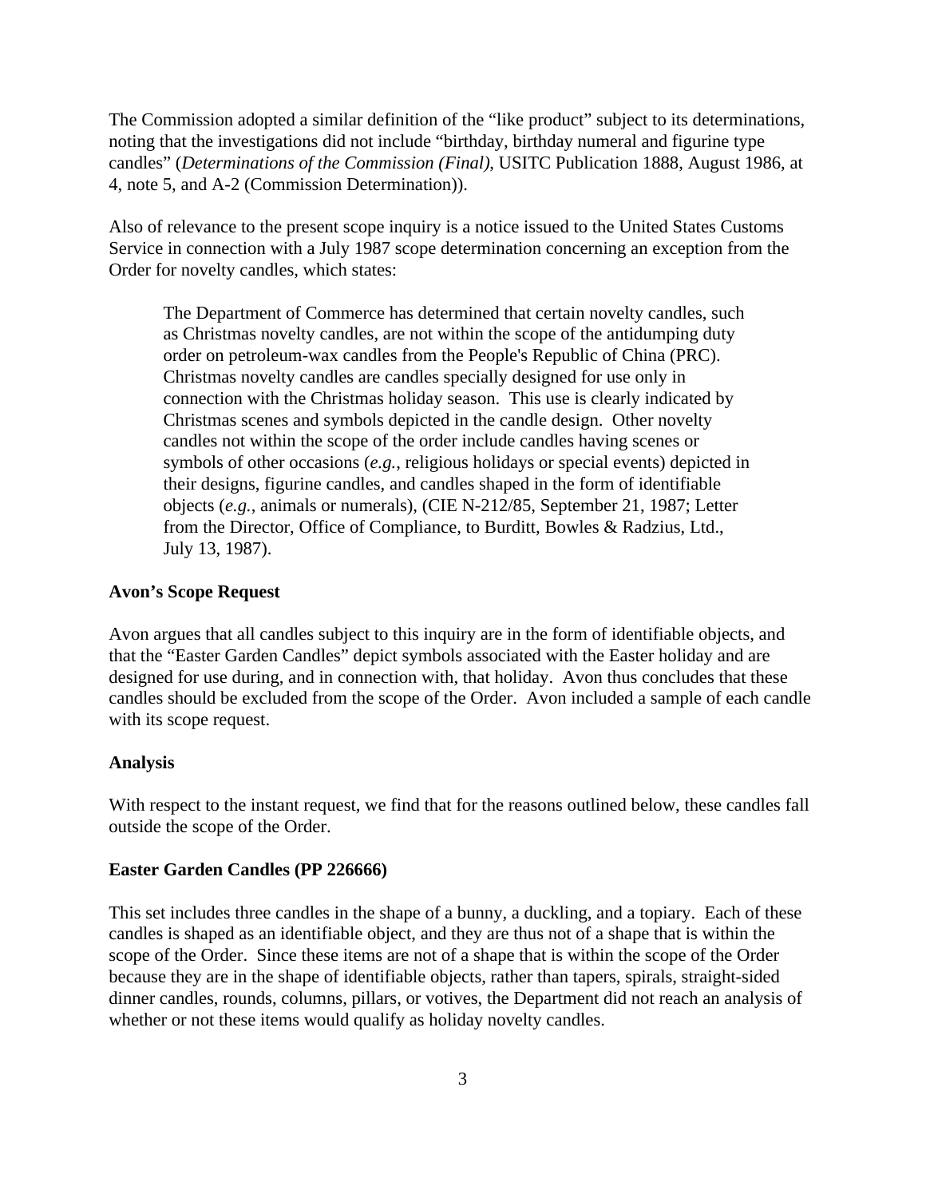The Commission adopted a similar definition of the "like product" subject to its determinations, noting that the investigations did not include "birthday, birthday numeral and figurine type candles" (*Determinations of the Commission (Final)*, USITC Publication 1888, August 1986, at 4, note 5, and A-2 (Commission Determination)).

Also of relevance to the present scope inquiry is a notice issued to the United States Customs Service in connection with a July 1987 scope determination concerning an exception from the Order for novelty candles, which states:

> The Department of Commerce has determined that certain novelty candles, such as Christmas novelty candles, are not within the scope of the antidumping duty order on petroleum-wax candles from the People's Republic of China (PRC). Christmas novelty candles are candles specially designed for use only in connection with the Christmas holiday season. This use is clearly indicated by Christmas scenes and symbols depicted in the candle design. Other novelty candles not within the scope of the order include candles having scenes or symbols of other occasions (*e.g.*, religious holidays or special events) depicted in their designs, figurine candles, and candles shaped in the form of identifiable objects (*e.g.*, animals or numerals), (CIE N-212/85, September 21, 1987; Letter from the Director, Office of Compliance, to Burditt, Bowles & Radzius, Ltd., July 13, 1987).

**Avon's Scope Request**

Avon argues that all candles subject to this inquiry are in the form of identifiable objects, and that the "Easter Garden Candles" depict symbols associated with the Easter holiday and are designed for use during, and in connection with, that holiday. Avon thus concludes that these candles should be excluded from the scope of the Order. Avon included a sample of each candle with its scope request.

**Analysis**

With respect to the instant request, we find that for the reasons outlined below, these candles fall outside the scope of the Order.

**Easter Garden Candles (PP 226666)**

This set includes three candles in the shape of a bunny, a duckling, and a topiary. Each of these candles is shaped as an identifiable object, and they are thus not of a shape that is within the scope of the Order. Since these items are not of a shape that is within the scope of the Order because they are in the shape of identifiable objects, rather than tapers, spirals, straight-sided dinner candles, rounds, columns, pillars, or votives, the Department did not reach an analysis of whether or not these items would qualify as holiday novelty candles.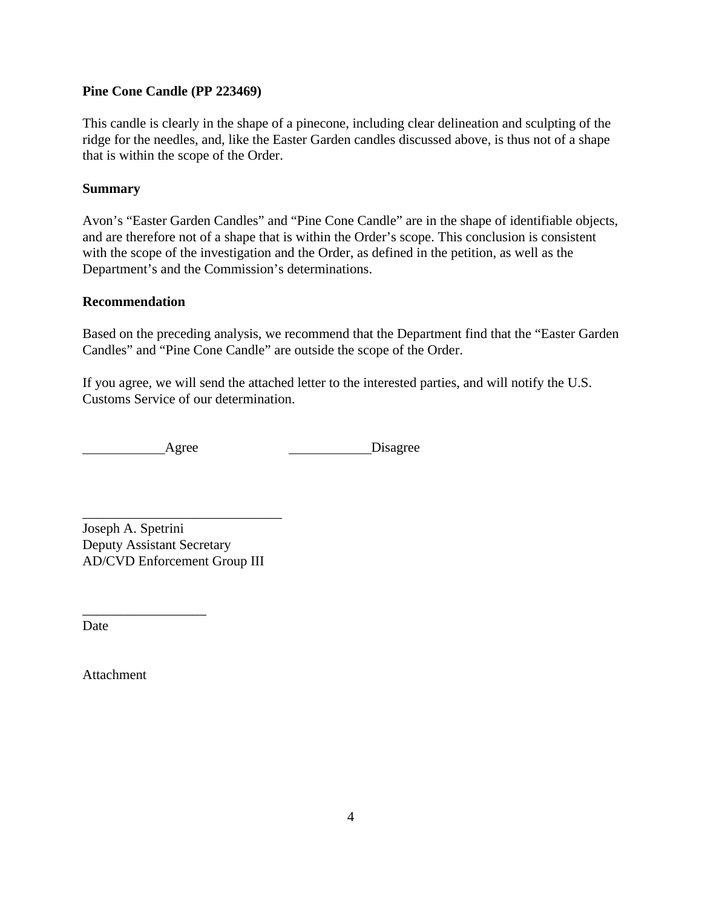**Pine Cone Candle (PP 223469)**

This candle is clearly in the shape of a pinecone, including clear delineation and sculpting of the ridge for the needles, and, like the Easter Garden candles discussed above, is thus not of a shape that is within the scope of the Order.

**Summary**

Avon's "Easter Garden Candles" and "Pine Cone Candle" are in the shape of identifiable objects, and are therefore not of a shape that is within the Order's scope. This conclusion is consistent with the scope of the investigation and the Order, as defined in the petition, as well as the Department's and the Commission's determinations.

**Recommendation**

Based on the preceding analysis, we recommend that the Department find that the "Easter Garden Candles" and "Pine Cone Candle" are outside the scope of the Order.

If you agree, we will send the attached letter to the interested parties, and will notify the U.S. Customs Service of our determination.

\_\_\_\_\_\_\_\_\_\_\_\_Agree                    \_\_\_\_\_\_\_\_\_\_\_\_Disagree

\_\_\_\_\_\_\_\_\_\_\_\_\_\_\_\_\_\_\_\_\_\_\_\_\_\_\_\_\_\_
Joseph A. Spetrini
Deputy Assistant Secretary
AD/CVD Enforcement Group III

\_\_\_\_\_\_\_\_\_\_\_\_\_\_\_\_\_\_
Date

Attachment